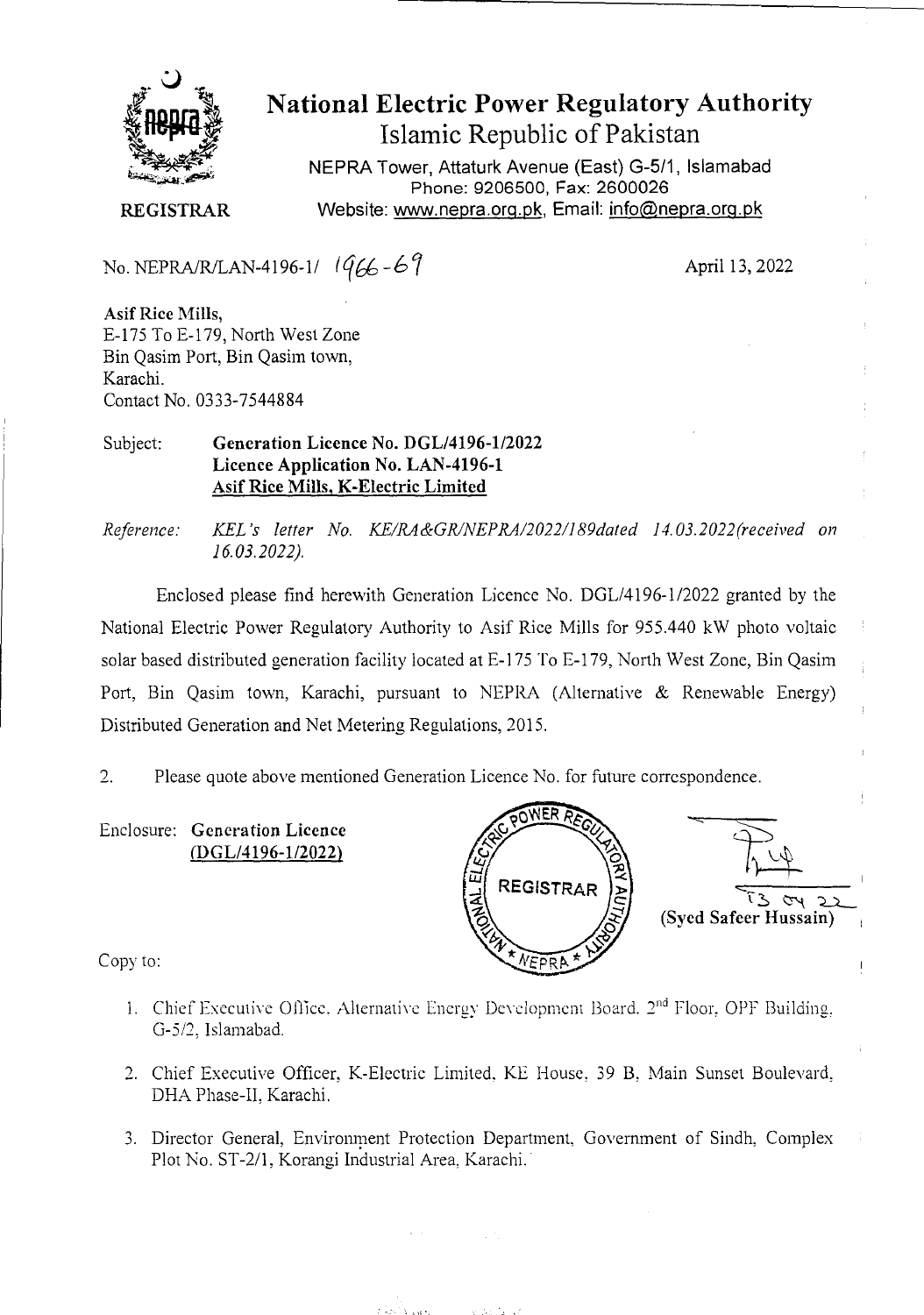# National Electric Power Regulatory Authority

## Islamic Republic of Pakistan

NEPRA Tower, Attaturk Avenue (East) G-5/1, Islamabad
Phone: 9206500, Fax: 2600026
Website: www.nepra.org.pk, Email: info@nepra.org.pk

**REGISTRAR**

No. NEPRA/R/LAN-4196-1/ 1966-69

April 13, 2022

**Asif Rice Mills,**
E-175 To E-179, North West Zone
Bin Qasim Port, Bin Qasim town,
Karachi.
Contact No. 0333-7544884

Subject: **Generation Licence No. DGL/4196-1/2022**
**Licence Application No. LAN-4196-1**
**Asif Rice Mills, K-Electric Limited**

*Reference: KEL's letter No. KE/RA&GR/NEPRA/2022/189dated 14.03.2022(received on 16.03.2022).*

Enclosed please find herewith Generation Licence No. DGL/4196-1/2022 granted by the National Electric Power Regulatory Authority to Asif Rice Mills for 955.440 kW photo voltaic solar based distributed generation facility located at E-175 To E-179, North West Zone, Bin Qasim Port, Bin Qasim town, Karachi, pursuant to NEPRA (Alternative & Renewable Energy) Distributed Generation and Net Metering Regulations, 2015.

2. Please quote above mentioned Generation Licence No. for future correspondence.

Enclosure: **Generation Licence**
**(DGL/4196-1/2022)**

13 04 22
**(Syed Safeer Hussain)**

Copy to:

1. Chief Executive Office, Alternative Energy Development Board, 2nd Floor, OPF Building, G-5/2, Islamabad.
2. Chief Executive Officer, K-Electric Limited, KE House, 39 B, Main Sunset Boulevard, DHA Phase-II, Karachi.
3. Director General, Environment Protection Department, Government of Sindh, Complex Plot No. ST-2/1, Korangi Industrial Area, Karachi.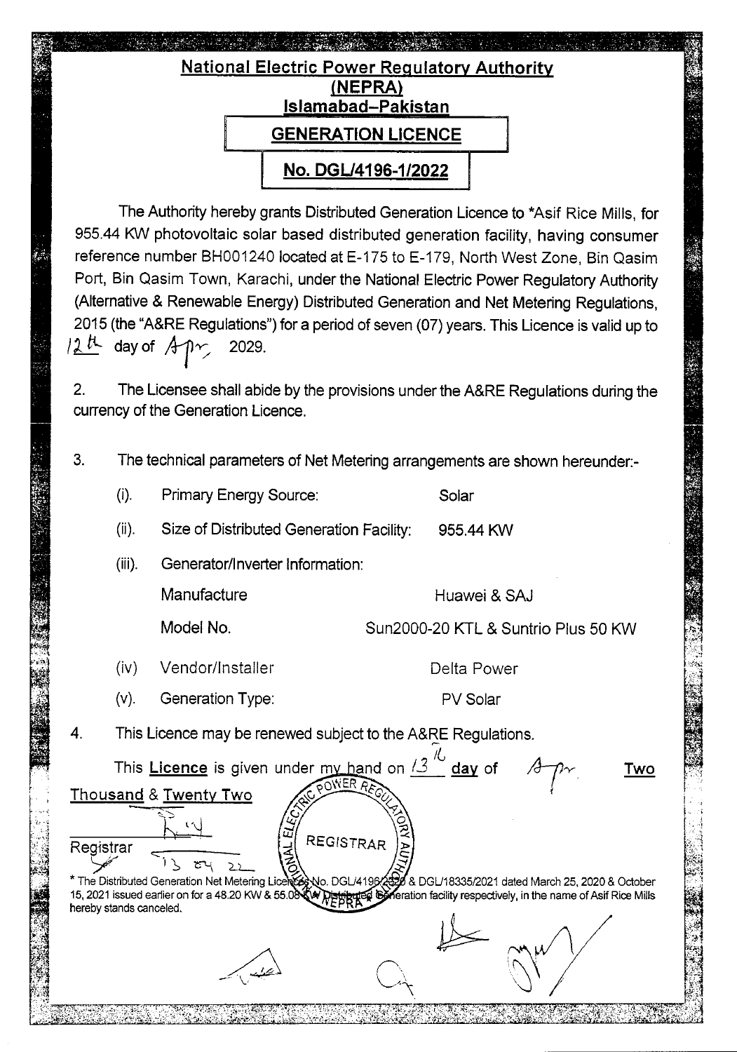# National Electric Power Regulatory Authority (NEPRA) Islamabad–Pakistan

## GENERATION LICENCE

## No. DGL/4196-1/2022

The Authority hereby grants Distributed Generation Licence to *Asif Rice Mills, for 955.44 KW photovoltaic solar based distributed generation facility, having consumer reference number BH001240 located at E-175 to E-179, North West Zone, Bin Qasim Port, Bin Qasim Town, Karachi, under the National Electric Power Regulatory Authority (Alternative & Renewable Energy) Distributed Generation and Net Metering Regulations, 2015 (the "A&RE Regulations") for a period of seven (07) years. This Licence is valid up to 12th day of Apr, 2029.

2. The Licensee shall abide by the provisions under the A&RE Regulations during the currency of the Generation Licence.

3. The technical parameters of Net Metering arrangements are shown hereunder:-

| | | |
|---|---|---|
| (i). | Primary Energy Source: | Solar |
| (ii). | Size of Distributed Generation Facility: | 955.44 KW |
| (iii). | Generator/Inverter Information: | |
| | Manufacture | Huawei & SAJ |
| | Model No. | Sun2000-20 KTL & Suntrio Plus 50 KW |
| (iv) | Vendor/Installer | Delta Power |
| (v). | Generation Type: | PV Solar |

4. This Licence may be renewed subject to the A&RE Regulations.

This **Licence** is given under my hand on 13th day of Apr, Two Thousand & Twenty Two

Registrar

13 04 22

REGISTRAR

* The Distributed Generation Net Metering Licence No. DGL/4196/2020 & DGL/18335/2021 dated March 25, 2020 & October 15, 2021 issued earlier on for a 48.20 KW & 55.08 KW Distributed Generation facility respectively, in the name of Asif Rice Mills hereby stands canceled.